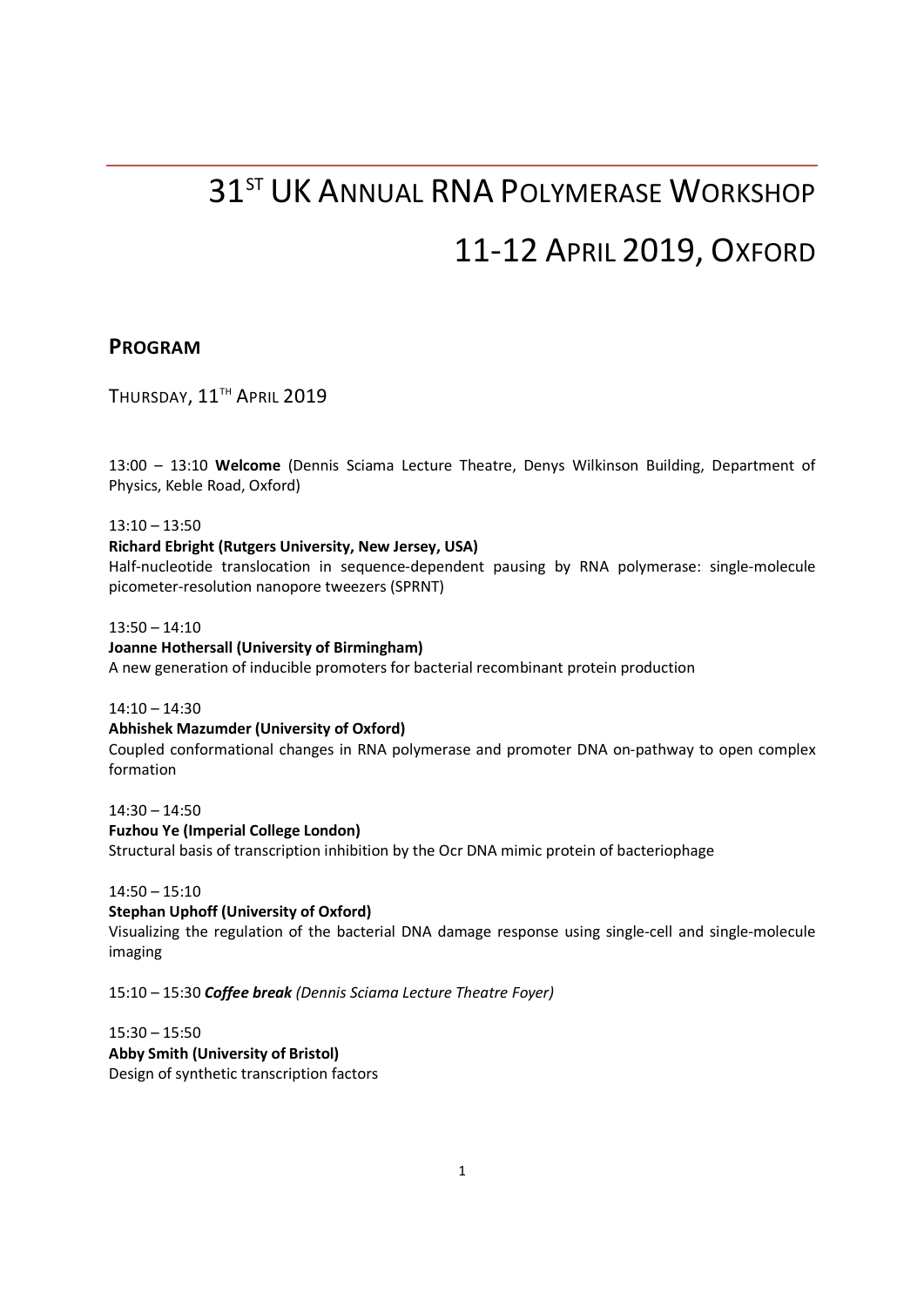# 31[ST] UK ANNUAL RNA POLYMERASE WORKSHOP

# 11-12 APRIL 2019, OXFORD

## PROGRAM

### THURSDAY, 11[TH] APRIL 2019

13:00 – 13:10 **Welcome** (Dennis Sciama Lecture Theatre, Denys Wilkinson Building, Department of Physics, Keble Road, Oxford)

13:10 – 13:50
**Richard Ebright (Rutgers University, New Jersey, USA)**
Half-nucleotide translocation in sequence-dependent pausing by RNA polymerase: single-molecule picometer-resolution nanopore tweezers (SPRNT)

13:50 – 14:10
**Joanne Hothersall (University of Birmingham)**
A new generation of inducible promoters for bacterial recombinant protein production

14:10 – 14:30
**Abhishek Mazumder (University of Oxford)**
Coupled conformational changes in RNA polymerase and promoter DNA on-pathway to open complex formation

14:30 – 14:50
**Fuzhou Ye (Imperial College London)**
Structural basis of transcription inhibition by the Ocr DNA mimic protein of bacteriophage

14:50 – 15:10
**Stephan Uphoff (University of Oxford)**
Visualizing the regulation of the bacterial DNA damage response using single-cell and single-molecule imaging

15:10 – 15:30 ***Coffee break*** *(Dennis Sciama Lecture Theatre Foyer)*

15:30 – 15:50
**Abby Smith (University of Bristol)**
Design of synthetic transcription factors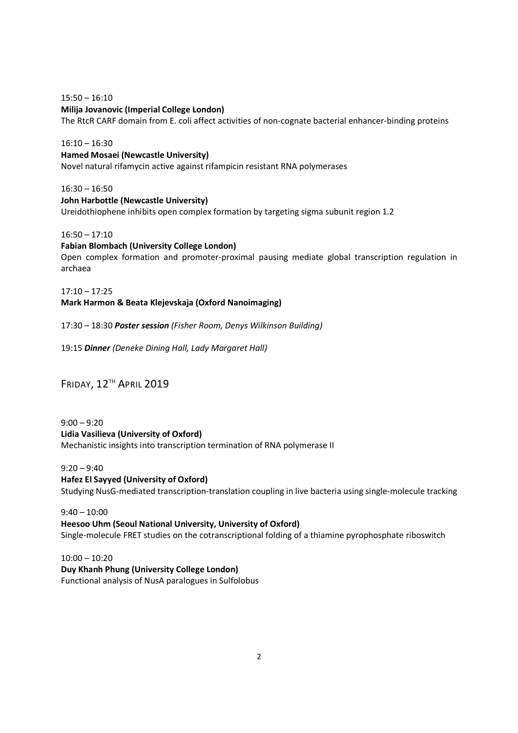15:50 – 16:10
**Milija Jovanovic (Imperial College London)**
The RtcR CARF domain from E. coli affect activities of non-cognate bacterial enhancer-binding proteins

16:10 – 16:30
**Hamed Mosaei (Newcastle University)**
Novel natural rifamycin active against rifampicin resistant RNA polymerases

16:30 – 16:50
**John Harbottle (Newcastle University)**
Ureidothiophene inhibits open complex formation by targeting sigma subunit region 1.2

16:50 – 17:10
**Fabian Blombach (University College London)**
Open complex formation and promoter-proximal pausing mediate global transcription regulation in archaea

17:10 – 17:25
**Mark Harmon & Beata Klejevskaja (Oxford Nanoimaging)**

17:30 – 18:30 ***Poster session*** *(Fisher Room, Denys Wilkinson Building)*

19:15 ***Dinner*** *(Deneke Dining Hall, Lady Margaret Hall)*

## FRIDAY, 12TH APRIL 2019

9:00 – 9:20
**Lidia Vasilieva (University of Oxford)**
Mechanistic insights into transcription termination of RNA polymerase II

9:20 – 9:40
**Hafez El Sayyed (University of Oxford)**
Studying NusG-mediated transcription-translation coupling in live bacteria using single-molecule tracking

9:40 – 10:00
**Heesoo Uhm (Seoul National University, University of Oxford)**
Single-molecule FRET studies on the cotranscriptional folding of a thiamine pyrophosphate riboswitch

10:00 – 10:20
**Duy Khanh Phung (University College London)**
Functional analysis of NusA paralogues in Sulfolobus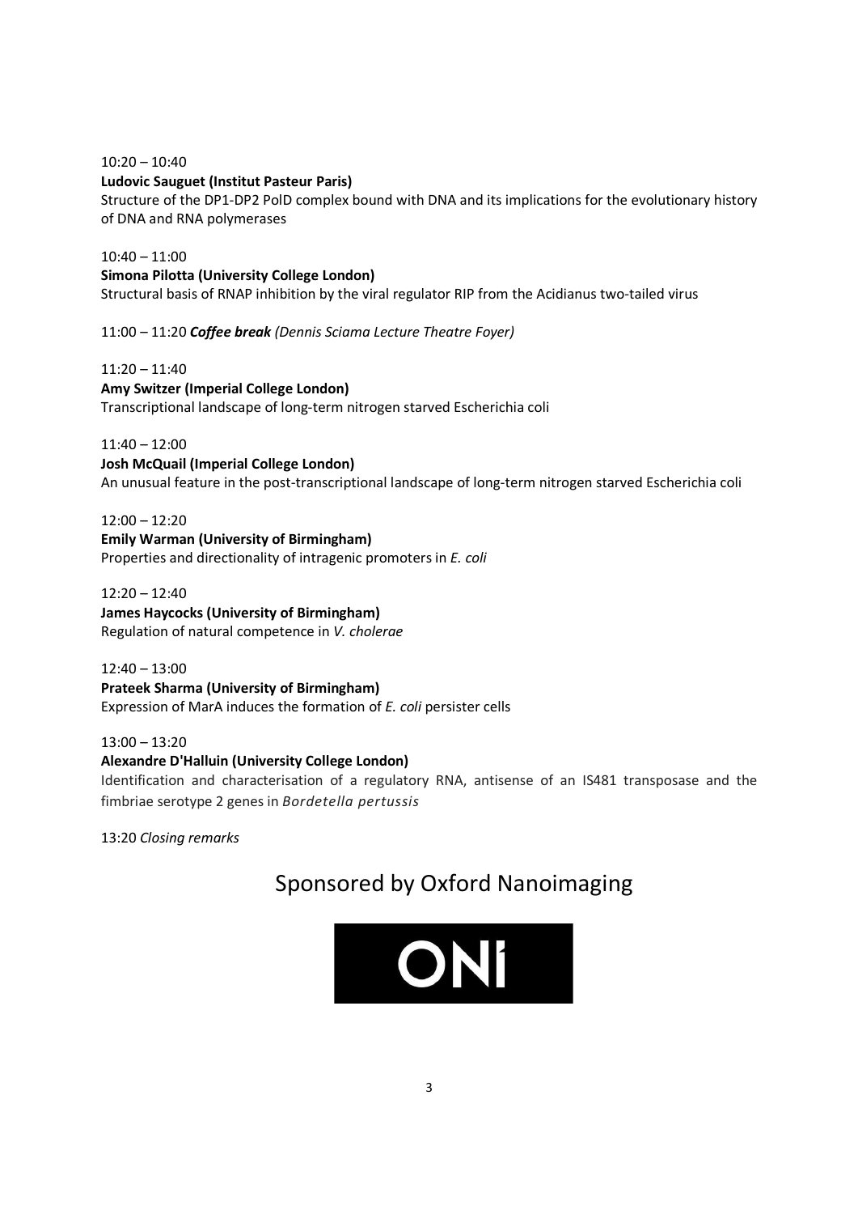10:20 – 10:40

**Ludovic Sauguet (Institut Pasteur Paris)**

Structure of the DP1-DP2 PolD complex bound with DNA and its implications for the evolutionary history of DNA and RNA polymerases

10:40 – 11:00

**Simona Pilotta (University College London)**

Structural basis of RNAP inhibition by the viral regulator RIP from the Acidianus two-tailed virus

11:00 – 11:20 ***Coffee break*** *(Dennis Sciama Lecture Theatre Foyer)*

11:20 – 11:40

**Amy Switzer (Imperial College London)**

Transcriptional landscape of long-term nitrogen starved Escherichia coli

11:40 – 12:00

**Josh McQuail (Imperial College London)**

An unusual feature in the post-transcriptional landscape of long-term nitrogen starved Escherichia coli

12:00 – 12:20

**Emily Warman (University of Birmingham)**

Properties and directionality of intragenic promoters in *E. coli*

12:20 – 12:40

**James Haycocks (University of Birmingham)**

Regulation of natural competence in *V. cholerae*

12:40 – 13:00

**Prateek Sharma (University of Birmingham)**

Expression of MarA induces the formation of *E. coli* persister cells

13:00 – 13:20

**Alexandre D'Halluin (University College London)**

Identification and characterisation of a regulatory RNA, antisense of an IS481 transposase and the fimbriae serotype 2 genes in *Bordetella pertussis*

13:20 *Closing remarks*

## Sponsored by Oxford Nanoimaging

ONI